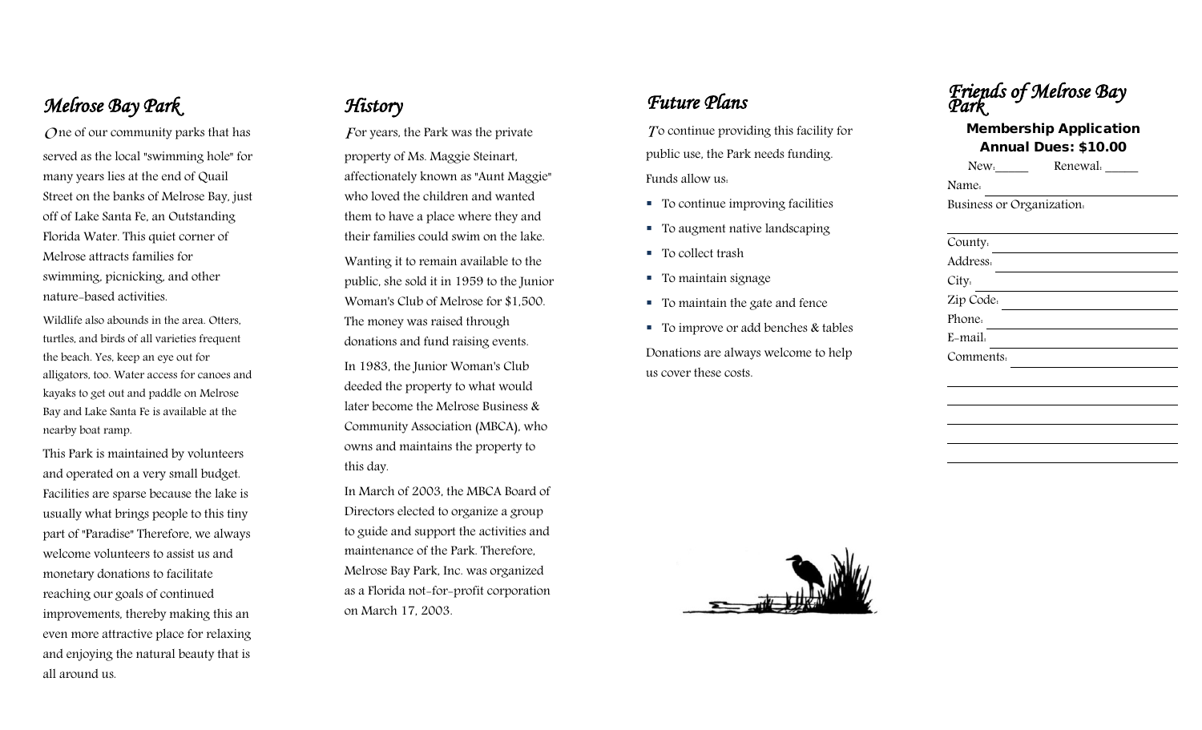## *Melrose Bay Park*

One of our community parks that has served as the local "swimming hole" for many years lies at the end of Quail Street on the banks of Melrose Bay, just off of Lake Santa Fe, an Outstanding Florida Water. This quiet corner of Melrose attracts families for swimming, picnicking, and other nature-based activities.

Wildlife also abounds in the area. Otters, turtles, and birds of all varieties frequent the beach. Yes, keep an eye out for alligators, too. Water access for canoes and kayaks to get out and paddle on Melrose Bay and Lake Santa Fe is available at the nearby boat ramp.

This Park is maintained by volunteers and operated on a very small budget. Facilities are sparse because the lake is usually what brings people to this tiny part of "Paradise" Therefore, we always welcome volunteers to assist us and monetary donations to facilitate reaching our goals of continued improvements, thereby making this an even more attractive place for relaxing and enjoying the natural beauty that is all around us.

## *History*

For years, the Park was the private property of Ms. Maggie Steinart, affectionately known as "Aunt Maggie" who loved the children and wanted them to have a place where they and their families could swim on the lake.

Wanting it to remain available to the public, she sold it in 1959 to the Junior Woman's Club of Melrose for $1,500. The money was raised through donations and fund raising events.

In 1983, the Junior Woman's Club deeded the property to what would later become the Melrose Business & Community Association (MBCA), who owns and maintains the property to this day.

In March of 2003, the MBCA Board of Directors elected to organize a group to guide and support the activities and maintenance of the Park. Therefore, Melrose Bay Park, Inc. was organized as a Florida not-for-profit corporation on March 17, 2003.

## *Future Plans*

To continue providing this facility for public use, the Park needs funding. Funds allow us:

- To continue improving facilities
- To augment native landscaping
- To collect trash
- To maintain signage
- To maintain the gate and fence
- To improve or add benches & tables

Donations are always welcome to help us cover these costs.

## *Friends of Melrose Bay Park*

**Membership Application**
**Annual Dues: $10.00**

New: _____ Renewal: _____

Name: ____________________

Business or Organization: ____________________

County: ____________________

Address: ____________________

City: ____________________

Zip Code: ____________________

Phone: ____________________

E-mail: ____________________

Comments: ____________________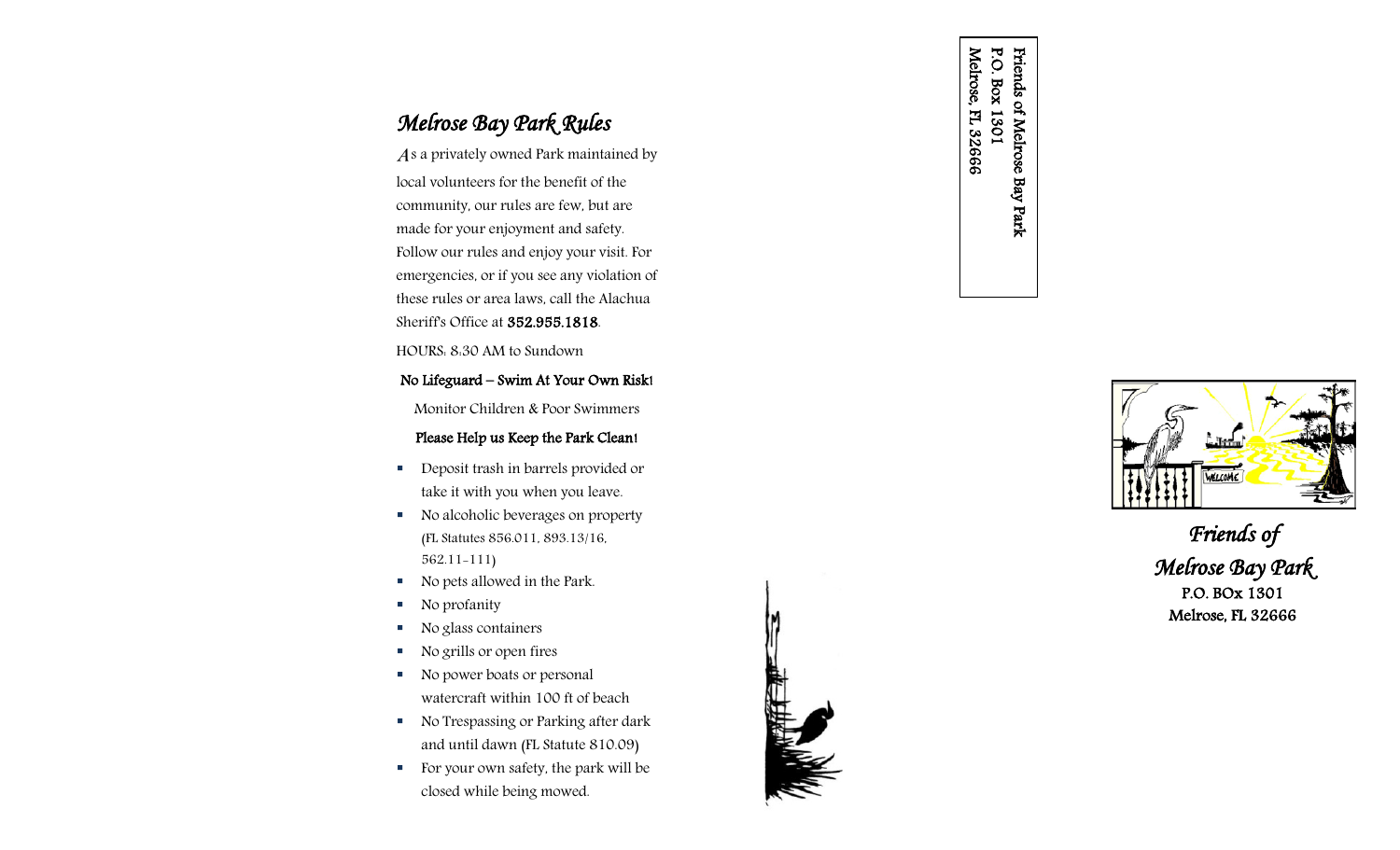# *Melrose Bay Park Rules*

As a privately owned Park maintained by local volunteers for the benefit of the community, our rules are few, but are made for your enjoyment and safety. Follow our rules and enjoy your visit. For emergencies, or if you see any violation of these rules or area laws, call the Alachua Sheriff's Office at **352.955.1818**.

HOURS: 8:30 AM to Sundown

**No Lifeguard – Swim At Your Own Risk!**

Monitor Children & Poor Swimmers

**Please Help us Keep the Park Clean!**

- Deposit trash in barrels provided or take it with you when you leave.
- No alcoholic beverages on property (FL Statutes 856.011, 893.13/16, 562.11-111)
- No pets allowed in the Park.
- No profanity
- No glass containers
- No grills or open fires
- No power boats or personal watercraft within 100 ft of beach
- No Trespassing or Parking after dark and until dawn (FL Statute 810.09)
- For your own safety, the park will be closed while being mowed.

**Friends of Melrose Bay Park**
**P.O. Box 1301**
**Melrose, FL 32666**

## *Friends of Melrose Bay Park*

**P.O. BOx 1301**
**Melrose, FL 32666**